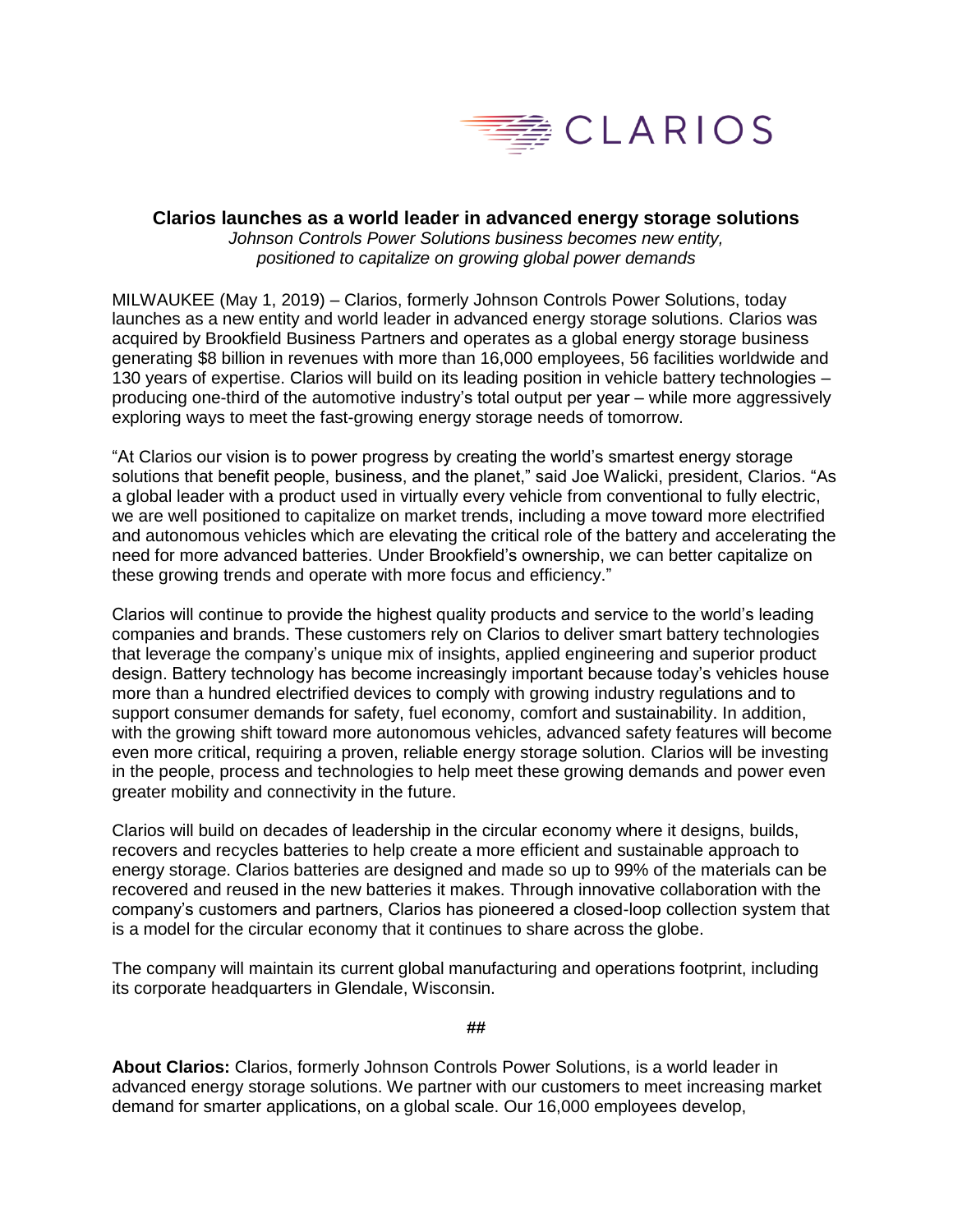CLARIOS

# Clarios launches as a world leader in advanced energy storage solutions

*Johnson Controls Power Solutions business becomes new entity, positioned to capitalize on growing global power demands*

MILWAUKEE (May 1, 2019) – Clarios, formerly Johnson Controls Power Solutions, today launches as a new entity and world leader in advanced energy storage solutions. Clarios was acquired by Brookfield Business Partners and operates as a global energy storage business generating $8 billion in revenues with more than 16,000 employees, 56 facilities worldwide and 130 years of expertise. Clarios will build on its leading position in vehicle battery technologies – producing one-third of the automotive industry's total output per year – while more aggressively exploring ways to meet the fast-growing energy storage needs of tomorrow.

"At Clarios our vision is to power progress by creating the world's smartest energy storage solutions that benefit people, business, and the planet," said Joe Walicki, president, Clarios. "As a global leader with a product used in virtually every vehicle from conventional to fully electric, we are well positioned to capitalize on market trends, including a move toward more electrified and autonomous vehicles which are elevating the critical role of the battery and accelerating the need for more advanced batteries. Under Brookfield's ownership, we can better capitalize on these growing trends and operate with more focus and efficiency."

Clarios will continue to provide the highest quality products and service to the world's leading companies and brands. These customers rely on Clarios to deliver smart battery technologies that leverage the company's unique mix of insights, applied engineering and superior product design. Battery technology has become increasingly important because today's vehicles house more than a hundred electrified devices to comply with growing industry regulations and to support consumer demands for safety, fuel economy, comfort and sustainability. In addition, with the growing shift toward more autonomous vehicles, advanced safety features will become even more critical, requiring a proven, reliable energy storage solution. Clarios will be investing in the people, process and technologies to help meet these growing demands and power even greater mobility and connectivity in the future.

Clarios will build on decades of leadership in the circular economy where it designs, builds, recovers and recycles batteries to help create a more efficient and sustainable approach to energy storage. Clarios batteries are designed and made so up to 99% of the materials can be recovered and reused in the new batteries it makes. Through innovative collaboration with the company's customers and partners, Clarios has pioneered a closed-loop collection system that is a model for the circular economy that it continues to share across the globe.

The company will maintain its current global manufacturing and operations footprint, including its corporate headquarters in Glendale, Wisconsin.

##

**About Clarios:** Clarios, formerly Johnson Controls Power Solutions, is a world leader in advanced energy storage solutions. We partner with our customers to meet increasing market demand for smarter applications, on a global scale. Our 16,000 employees develop,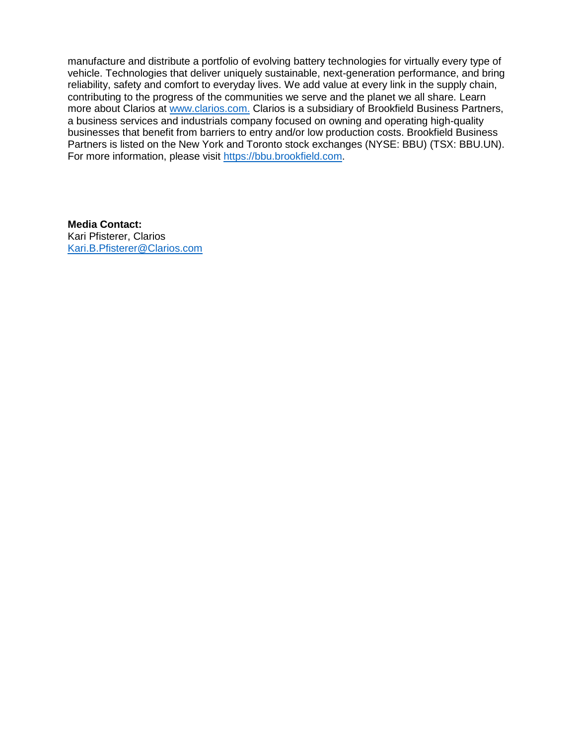manufacture and distribute a portfolio of evolving battery technologies for virtually every type of vehicle. Technologies that deliver uniquely sustainable, next-generation performance, and bring reliability, safety and comfort to everyday lives. We add value at every link in the supply chain, contributing to the progress of the communities we serve and the planet we all share. Learn more about Clarios at www.clarios.com. Clarios is a subsidiary of Brookfield Business Partners, a business services and industrials company focused on owning and operating high-quality businesses that benefit from barriers to entry and/or low production costs. Brookfield Business Partners is listed on the New York and Toronto stock exchanges (NYSE: BBU) (TSX: BBU.UN). For more information, please visit https://bbu.brookfield.com.

**Media Contact:**
Kari Pfisterer, Clarios
Kari.B.Pfisterer@Clarios.com